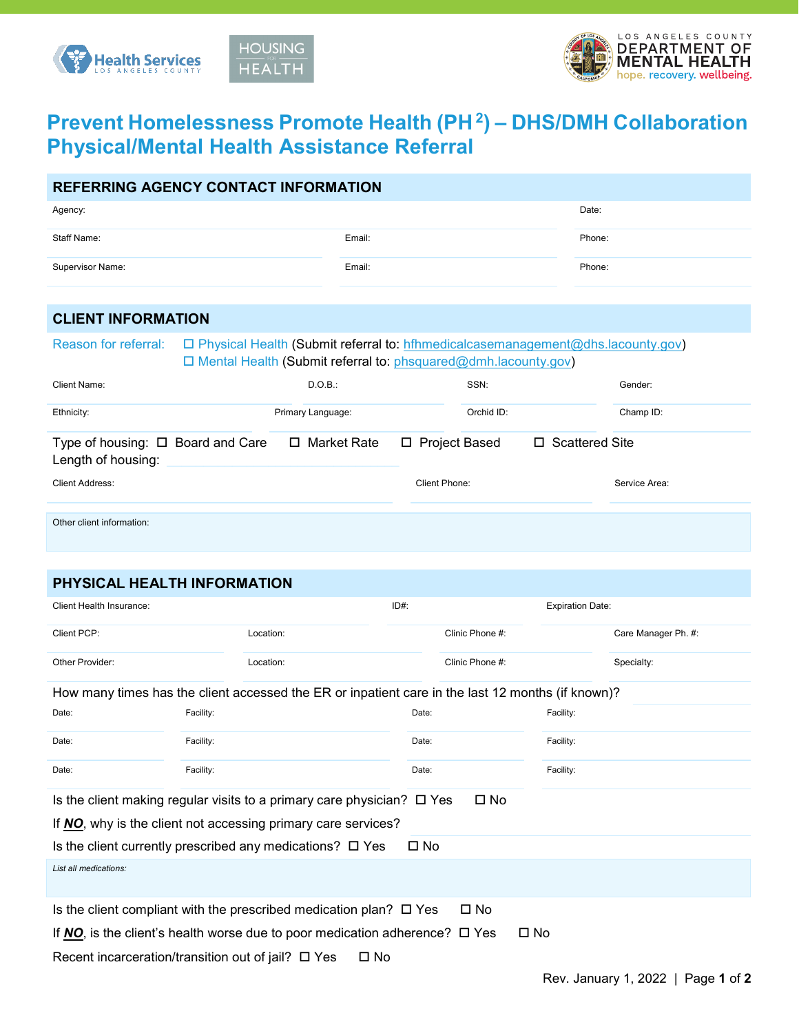# Prevent Homelessness Promote Health (PH²) – DHS/DMH Collaboration Physical/Mental Health Assistance Referral

## REFERRING AGENCY CONTACT INFORMATION

Agency: | Date:

Staff Name: | Email: | Phone:

Supervisor Name: | Email: | Phone:

## CLIENT INFORMATION

Reason for referral: ☐ Physical Health (Submit referral to: hfhmedicalcasemanagement@dhs.lacounty.gov)
☐ Mental Health (Submit referral to: phsquared@dmh.lacounty.gov)

Client Name: | D.O.B.: | SSN: | Gender:

Ethnicity: | Primary Language: | Orchid ID: | Champ ID:

Type of housing: ☐ Board and Care ☐ Market Rate ☐ Project Based ☐ Scattered Site

Length of housing:

Client Address: | Client Phone: | Service Area:

Other client information:

## PHYSICAL HEALTH INFORMATION

Client Health Insurance: | ID#: | Expiration Date:

Client PCP: | Location: | Clinic Phone #: | Care Manager Ph. #:

Other Provider: | Location: | Clinic Phone #: | Specialty:

How many times has the client accessed the ER or inpatient care in the last 12 months (if known)?

| Date: | Facility: | Date: | Facility: |
|---|---|---|---|
| Date: | Facility: | Date: | Facility: |
| Date: | Facility: | Date: | Facility: |

Is the client making regular visits to a primary care physician? ☐ Yes ☐ No

If ***NO***, why is the client not accessing primary care services?

Is the client currently prescribed any medications? ☐ Yes ☐ No

*List all medications:*

Is the client compliant with the prescribed medication plan? ☐ Yes ☐ No

If ***NO***, is the client's health worse due to poor medication adherence? ☐ Yes ☐ No

Recent incarceration/transition out of jail? ☐ Yes ☐ No

Rev. January 1, 2022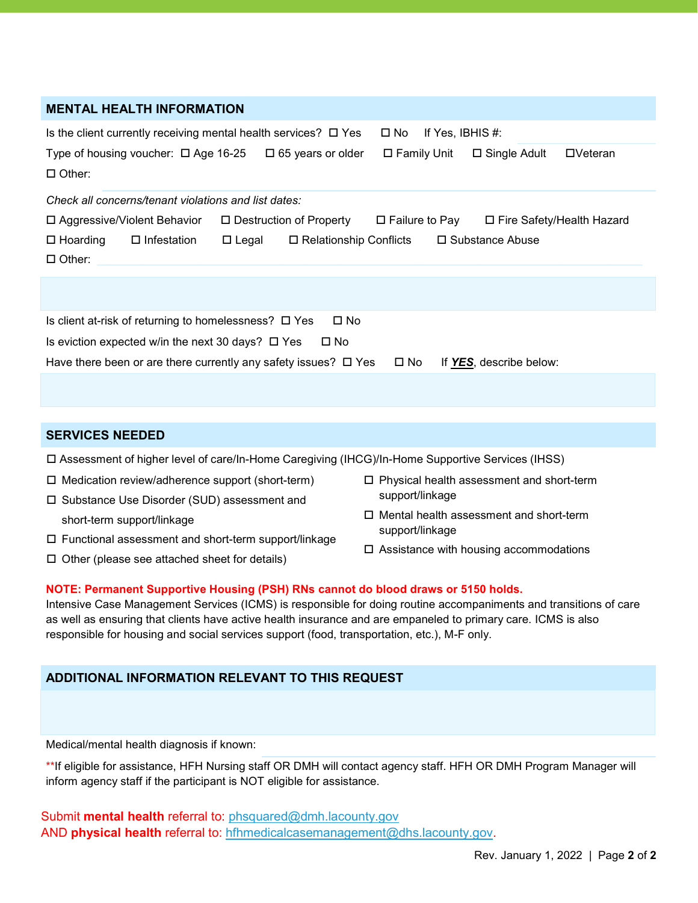## MENTAL HEALTH INFORMATION

Is the client currently receiving mental health services? ☐ Yes ☐ No If Yes, IBHIS #:

Type of housing voucher: ☐ Age 16-25 ☐ 65 years or older ☐ Family Unit ☐ Single Adult ☐Veteran

☐ Other:

*Check all concerns/tenant violations and list dates:*

☐ Aggressive/Violent Behavior ☐ Destruction of Property ☐ Failure to Pay ☐ Fire Safety/Health Hazard

☐ Hoarding ☐ Infestation ☐ Legal ☐ Relationship Conflicts ☐ Substance Abuse

☐ Other:

Is client at-risk of returning to homelessness? ☐ Yes ☐ No

Is eviction expected w/in the next 30 days? ☐ Yes ☐ No

Have there been or are there currently any safety issues? ☐ Yes ☐ No If ***YES***, describe below:

## SERVICES NEEDED

☐ Assessment of higher level of care/In-Home Caregiving (IHCG)/In-Home Supportive Services (IHSS)

☐ Medication review/adherence support (short-term)

☐ Substance Use Disorder (SUD) assessment and short-term support/linkage

☐ Functional assessment and short-term support/linkage

☐ Other (please see attached sheet for details)

☐ Physical health assessment and short-term support/linkage

☐ Mental health assessment and short-term support/linkage

☐ Assistance with housing accommodations

**NOTE: Permanent Supportive Housing (PSH) RNs cannot do blood draws or 5150 holds.**
Intensive Case Management Services (ICMS) is responsible for doing routine accompaniments and transitions of care as well as ensuring that clients have active health insurance and are empaneled to primary care. ICMS is also responsible for housing and social services support (food, transportation, etc.), M-F only.

## ADDITIONAL INFORMATION RELEVANT TO THIS REQUEST

Medical/mental health diagnosis if known:

**If eligible for assistance, HFH Nursing staff OR DMH will contact agency staff. HFH OR DMH Program Manager will inform agency staff if the participant is NOT eligible for assistance.

Submit **mental health** referral to: phsquared@dmh.lacounty.gov
AND **physical health** referral to: hfhmedicalcasemanagement@dhs.lacounty.gov.

Rev. January 1, 2022